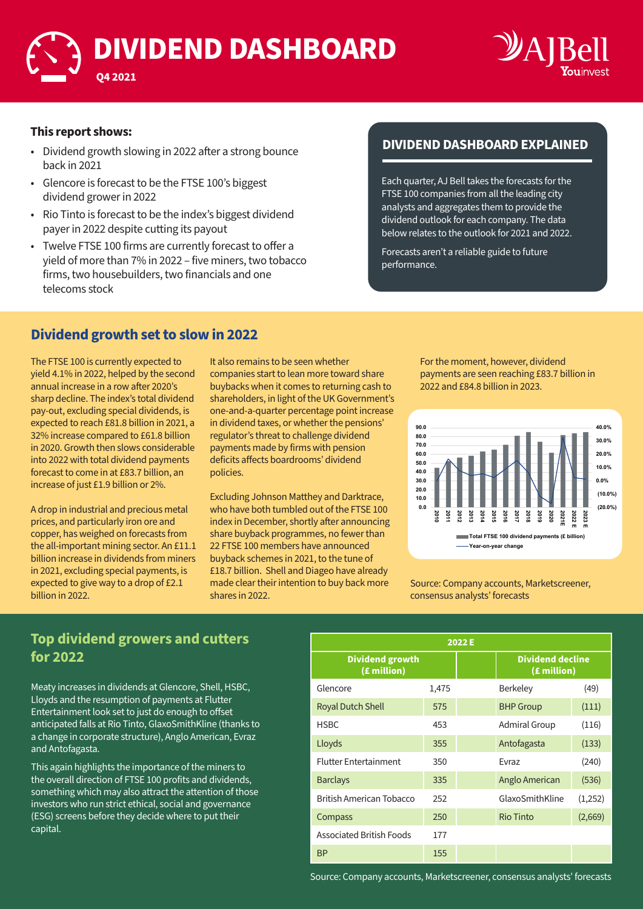# DIVIDEND DASHBOARD

Q4 2021

AJ Bell Youinvest

**This report shows:**

- Dividend growth slowing in 2022 after a strong bounce back in 2021
- Glencore is forecast to be the FTSE 100's biggest dividend grower in 2022
- Rio Tinto is forecast to be the index's biggest dividend payer in 2022 despite cutting its payout
- Twelve FTSE 100 firms are currently forecast to offer a yield of more than 7% in 2022 – five miners, two tobacco firms, two housebuilders, two financials and one telecoms stock

## DIVIDEND DASHBOARD EXPLAINED

Each quarter, AJ Bell takes the forecasts for the FTSE 100 companies from all the leading city analysts and aggregates them to provide the dividend outlook for each company. The data below relates to the outlook for 2021 and 2022.

Forecasts aren't a reliable guide to future performance.

## Dividend growth set to slow in 2022

The FTSE 100 is currently expected to yield 4.1% in 2022, helped by the second annual increase in a row after 2020's sharp decline. The index's total dividend pay-out, excluding special dividends, is expected to reach £81.8 billion in 2021, a 32% increase compared to £61.8 billion in 2020. Growth then slows considerable into 2022 with total dividend payments forecast to come in at £83.7 billion, an increase of just £1.9 billion or 2%.

A drop in industrial and precious metal prices, and particularly iron ore and copper, has weighed on forecasts from the all-important mining sector. An £11.1 billion increase in dividends from miners in 2021, excluding special payments, is expected to give way to a drop of £2.1 billion in 2022.

It also remains to be seen whether companies start to lean more toward share buybacks when it comes to returning cash to shareholders, in light of the UK Government's one-and-a-quarter percentage point increase in dividend taxes, or whether the pensions' regulator's threat to challenge dividend payments made by firms with pension deficits affects boardrooms' dividend policies.

Excluding Johnson Matthey and Darktrace, who have both tumbled out of the FTSE 100 index in December, shortly after announcing share buyback programmes, no fewer than 22 FTSE 100 members have announced buyback schemes in 2021, to the tune of £18.7 billion. Shell and Diageo have already made clear their intention to buy back more shares in 2022.

For the moment, however, dividend payments are seen reaching £83.7 billion in 2022 and £84.8 billion in 2023.

Source: Company accounts, Marketscreener, consensus analysts' forecasts

## Top dividend growers and cutters for 2022

Meaty increases in dividends at Glencore, Shell, HSBC, Lloyds and the resumption of payments at Flutter Entertainment look set to just do enough to offset anticipated falls at Rio Tinto, GlaxoSmithKline (thanks to a change in corporate structure), Anglo American, Evraz and Antofagasta.

This again highlights the importance of the miners to the overall direction of FTSE 100 profits and dividends, something which may also attract the attention of those investors who run strict ethical, social and governance (ESG) screens before they decide where to put their capital.

| 2022 E | | | | |
|---|---|---|---|---|
| Dividend growth (£ million) | | | Dividend decline (£ million) | |
| Glencore | 1,475 | | Berkeley | (49) |
| Royal Dutch Shell | 575 | | BHP Group | (111) |
| HSBC | 453 | | Admiral Group | (116) |
| Lloyds | 355 | | Antofagasta | (133) |
| Flutter Entertainment | 350 | | Evraz | (240) |
| Barclays | 335 | | Anglo American | (536) |
| British American Tobacco | 252 | | GlaxoSmithKline | (1,252) |
| Compass | 250 | | Rio Tinto | (2,669) |
| Associated British Foods | 177 | | | |
| BP | 155 | | | |

Source: Company accounts, Marketscreener, consensus analysts' forecasts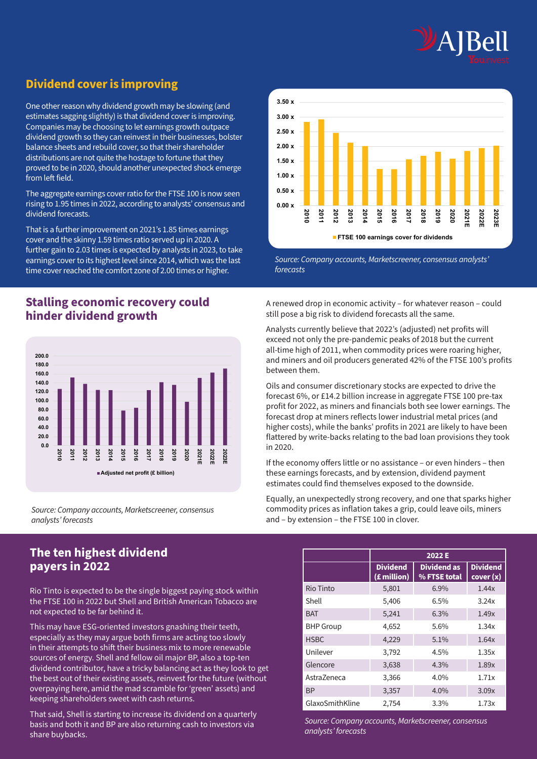## Dividend cover is improving

One other reason why dividend growth may be slowing (and estimates sagging slightly) is that dividend cover is improving. Companies may be choosing to let earnings growth outpace dividend growth so they can reinvest in their businesses, bolster balance sheets and rebuild cover, so that their shareholder distributions are not quite the hostage to fortune that they proved to be in 2020, should another unexpected shock emerge from left field.

The aggregate earnings cover ratio for the FTSE 100 is now seen rising to 1.95 times in 2022, according to analysts' consensus and dividend forecasts.

That is a further improvement on 2021's 1.85 times earnings cover and the skinny 1.59 times ratio served up in 2020. A further gain to 2.03 times is expected by analysts in 2023, to take earnings cover to its highest level since 2014, which was the last time cover reached the comfort zone of 2.00 times or higher.

*Source: Company accounts, Marketscreener, consensus analysts' forecasts*

## Stalling economic recovery could hinder dividend growth

*Source: Company accounts, Marketscreener, consensus analysts' forecasts*

A renewed drop in economic activity – for whatever reason – could still pose a big risk to dividend forecasts all the same.

Analysts currently believe that 2022's (adjusted) net profits will exceed not only the pre-pandemic peaks of 2018 but the current all-time high of 2011, when commodity prices were roaring higher, and miners and oil producers generated 42% of the FTSE 100's profits between them.

Oils and consumer discretionary stocks are expected to drive the forecast 6%, or £14.2 billion increase in aggregate FTSE 100 pre-tax profit for 2022, as miners and financials both see lower earnings. The forecast drop at miners reflects lower industrial metal prices (and higher costs), while the banks' profits in 2021 are likely to have been flattered by write-backs relating to the bad loan provisions they took in 2020.

If the economy offers little or no assistance – or even hinders – then these earnings forecasts, and by extension, dividend payment estimates could find themselves exposed to the downside.

Equally, an unexpectedly strong recovery, and one that sparks higher commodity prices as inflation takes a grip, could leave oils, miners and – by extension – the FTSE 100 in clover.

## The ten highest dividend payers in 2022

Rio Tinto is expected to be the single biggest paying stock within the FTSE 100 in 2022 but Shell and British American Tobacco are not expected to be far behind it.

This may have ESG-oriented investors gnashing their teeth, especially as they may argue both firms are acting too slowly in their attempts to shift their business mix to more renewable sources of energy. Shell and fellow oil major BP, also a top-ten dividend contributor, have a tricky balancing act as they look to get the best out of their existing assets, reinvest for the future (without overpaying here, amid the mad scramble for 'green' assets) and keeping shareholders sweet with cash returns.

That said, Shell is starting to increase its dividend on a quarterly basis and both it and BP are also returning cash to investors via share buybacks.

| | 2022 E | | |
|---|---|---|---|
| | Dividend (£ million) | Dividend as % FTSE total | Dividend cover (x) |
| Rio Tinto | 5,801 | 6.9% | 1.44x |
| Shell | 5,406 | 6.5% | 3.24x |
| BAT | 5,241 | 6.3% | 1.49x |
| BHP Group | 4,652 | 5.6% | 1.34x |
| HSBC | 4,229 | 5.1% | 1.64x |
| Unilever | 3,792 | 4.5% | 1.35x |
| Glencore | 3,638 | 4.3% | 1.89x |
| AstraZeneca | 3,366 | 4.0% | 1.71x |
| BP | 3,357 | 4.0% | 3.09x |
| GlaxoSmithKline | 2,754 | 3.3% | 1.73x |

*Source: Company accounts, Marketscreener, consensus analysts' forecasts*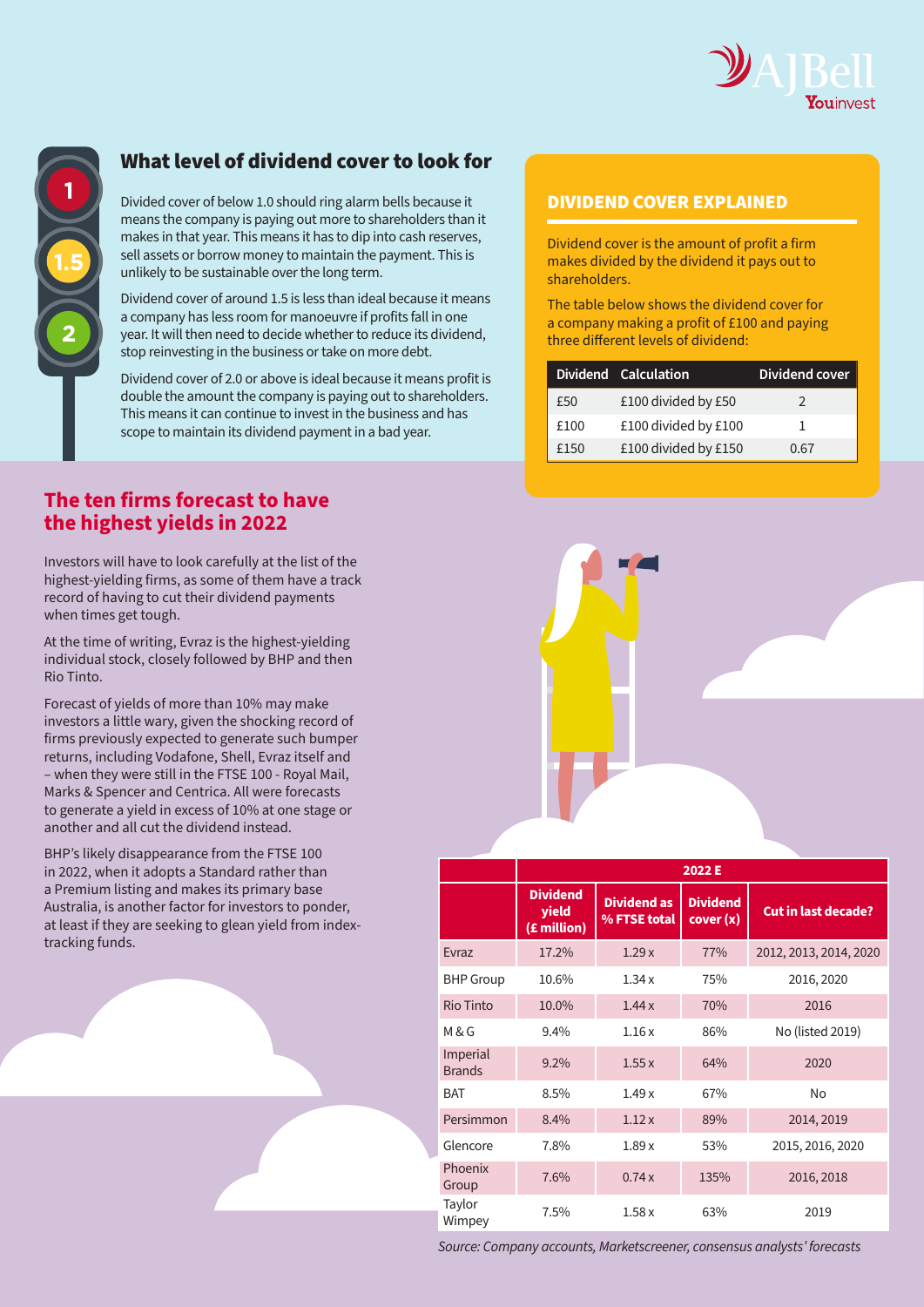## What level of dividend cover to look for

Divided cover of below 1.0 should ring alarm bells because it means the company is paying out more to shareholders than it makes in that year. This means it has to dip into cash reserves, sell assets or borrow money to maintain the payment. This is unlikely to be sustainable over the long term.

Dividend cover of around 1.5 is less than ideal because it means a company has less room for manoeuvre if profits fall in one year. It will then need to decide whether to reduce its dividend, stop reinvesting in the business or take on more debt.

Dividend cover of 2.0 or above is ideal because it means profit is double the amount the company is paying out to shareholders. This means it can continue to invest in the business and has scope to maintain its dividend payment in a bad year.

### DIVIDEND COVER EXPLAINED

Dividend cover is the amount of profit a firm makes divided by the dividend it pays out to shareholders.

The table below shows the dividend cover for a company making a profit of £100 and paying three different levels of dividend:

| Dividend | Calculation | Dividend cover |
|---|---|---|
| £50 | £100 divided by £50 | 2 |
| £100 | £100 divided by £100 | 1 |
| £150 | £100 divided by £150 | 0.67 |

## The ten firms forecast to have the highest yields in 2022

Investors will have to look carefully at the list of the highest-yielding firms, as some of them have a track record of having to cut their dividend payments when times get tough.

At the time of writing, Evraz is the highest-yielding individual stock, closely followed by BHP and then Rio Tinto.

Forecast of yields of more than 10% may make investors a little wary, given the shocking record of firms previously expected to generate such bumper returns, including Vodafone, Shell, Evraz itself and – when they were still in the FTSE 100 - Royal Mail, Marks & Spencer and Centrica. All were forecasts to generate a yield in excess of 10% at one stage or another and all cut the dividend instead.

BHP's likely disappearance from the FTSE 100 in 2022, when it adopts a Standard rather than a Premium listing and makes its primary base Australia, is another factor for investors to ponder, at least if they are seeking to glean yield from index-tracking funds.

| | 2022 E | | | |
|---|---|---|---|---|
| | Dividend yield (£ million) | Dividend as % FTSE total | Dividend cover (x) | Cut in last decade? |
| Evraz | 17.2% | 1.29 x | 77% | 2012, 2013, 2014, 2020 |
| BHP Group | 10.6% | 1.34 x | 75% | 2016, 2020 |
| Rio Tinto | 10.0% | 1.44 x | 70% | 2016 |
| M & G | 9.4% | 1.16 x | 86% | No (listed 2019) |
| Imperial Brands | 9.2% | 1.55 x | 64% | 2020 |
| BAT | 8.5% | 1.49 x | 67% | No |
| Persimmon | 8.4% | 1.12 x | 89% | 2014, 2019 |
| Glencore | 7.8% | 1.89 x | 53% | 2015, 2016, 2020 |
| Phoenix Group | 7.6% | 0.74 x | 135% | 2016, 2018 |
| Taylor Wimpey | 7.5% | 1.58 x | 63% | 2019 |

*Source: Company accounts, Marketscreener, consensus analysts' forecasts*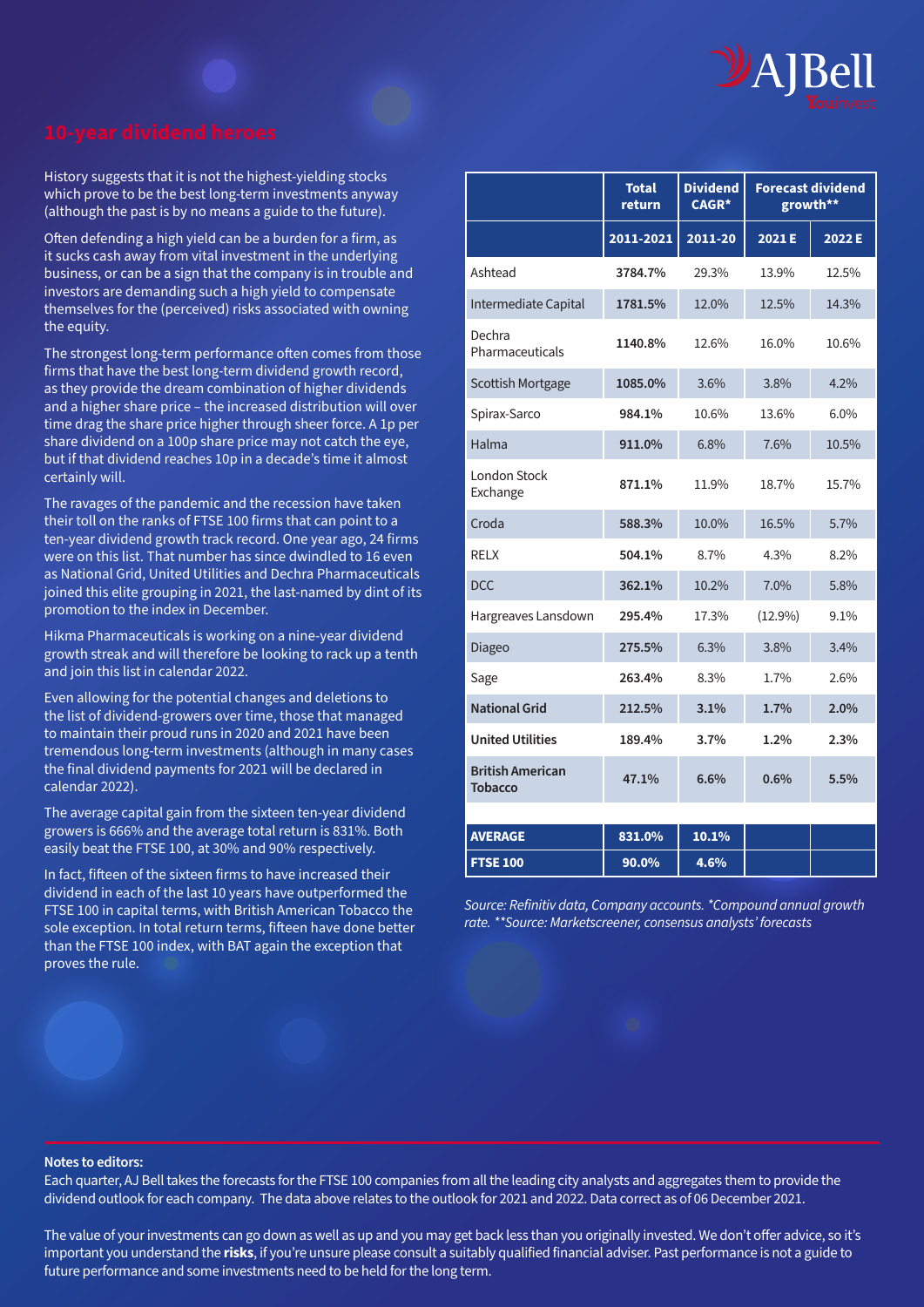# 10-year dividend heroes

History suggests that it is not the highest-yielding stocks which prove to be the best long-term investments anyway (although the past is by no means a guide to the future).

Often defending a high yield can be a burden for a firm, as it sucks cash away from vital investment in the underlying business, or can be a sign that the company is in trouble and investors are demanding such a high yield to compensate themselves for the (perceived) risks associated with owning the equity.

The strongest long-term performance often comes from those firms that have the best long-term dividend growth record, as they provide the dream combination of higher dividends and a higher share price – the increased distribution will over time drag the share price higher through sheer force. A 1p per share dividend on a 100p share price may not catch the eye, but if that dividend reaches 10p in a decade's time it almost certainly will.

The ravages of the pandemic and the recession have taken their toll on the ranks of FTSE 100 firms that can point to a ten-year dividend growth track record. One year ago, 24 firms were on this list. That number has since dwindled to 16 even as National Grid, United Utilities and Dechra Pharmaceuticals joined this elite grouping in 2021, the last-named by dint of its promotion to the index in December.

Hikma Pharmaceuticals is working on a nine-year dividend growth streak and will therefore be looking to rack up a tenth and join this list in calendar 2022.

Even allowing for the potential changes and deletions to the list of dividend-growers over time, those that managed to maintain their proud runs in 2020 and 2021 have been tremendous long-term investments (although in many cases the final dividend payments for 2021 will be declared in calendar 2022).

The average capital gain from the sixteen ten-year dividend growers is 666% and the average total return is 831%. Both easily beat the FTSE 100, at 30% and 90% respectively.

In fact, fifteen of the sixteen firms to have increased their dividend in each of the last 10 years have outperformed the FTSE 100 in capital terms, with British American Tobacco the sole exception. In total return terms, fifteen have done better than the FTSE 100 index, with BAT again the exception that proves the rule.

| | Total return | Dividend CAGR* | Forecast dividend growth** | |
|---|---|---|---|---|
| | 2011-2021 | 2011-20 | 2021 E | 2022 E |
| Ashtead | **3784.7%** | 29.3% | 13.9% | 12.5% |
| Intermediate Capital | **1781.5%** | 12.0% | 12.5% | 14.3% |
| Dechra Pharmaceuticals | **1140.8%** | 12.6% | 16.0% | 10.6% |
| Scottish Mortgage | **1085.0%** | 3.6% | 3.8% | 4.2% |
| Spirax-Sarco | **984.1%** | 10.6% | 13.6% | 6.0% |
| Halma | **911.0%** | 6.8% | 7.6% | 10.5% |
| London Stock Exchange | **871.1%** | 11.9% | 18.7% | 15.7% |
| Croda | **588.3%** | 10.0% | 16.5% | 5.7% |
| RELX | **504.1%** | 8.7% | 4.3% | 8.2% |
| DCC | **362.1%** | 10.2% | 7.0% | 5.8% |
| Hargreaves Lansdown | **295.4%** | 17.3% | (12.9%) | 9.1% |
| Diageo | **275.5%** | 6.3% | 3.8% | 3.4% |
| Sage | **263.4%** | 8.3% | 1.7% | 2.6% |
| **National Grid** | **212.5%** | **3.1%** | **1.7%** | **2.0%** |
| **United Utilities** | **189.4%** | **3.7%** | **1.2%** | **2.3%** |
| **British American Tobacco** | **47.1%** | **6.6%** | **0.6%** | **5.5%** |
| **AVERAGE** | **831.0%** | **10.1%** | | |
| **FTSE 100** | **90.0%** | **4.6%** | | |

*Source: Refinitiv data, Company accounts. *Compound annual growth rate. **Source: Marketscreener, consensus analysts' forecasts*

**Notes to editors:**

Each quarter, AJ Bell takes the forecasts for the FTSE 100 companies from all the leading city analysts and aggregates them to provide the dividend outlook for each company. The data above relates to the outlook for 2021 and 2022. Data correct as of 06 December 2021.

The value of your investments can go down as well as up and you may get back less than you originally invested. We don't offer advice, so it's important you understand the **risks**, if you're unsure please consult a suitably qualified financial adviser. Past performance is not a guide to future performance and some investments need to be held for the long term.